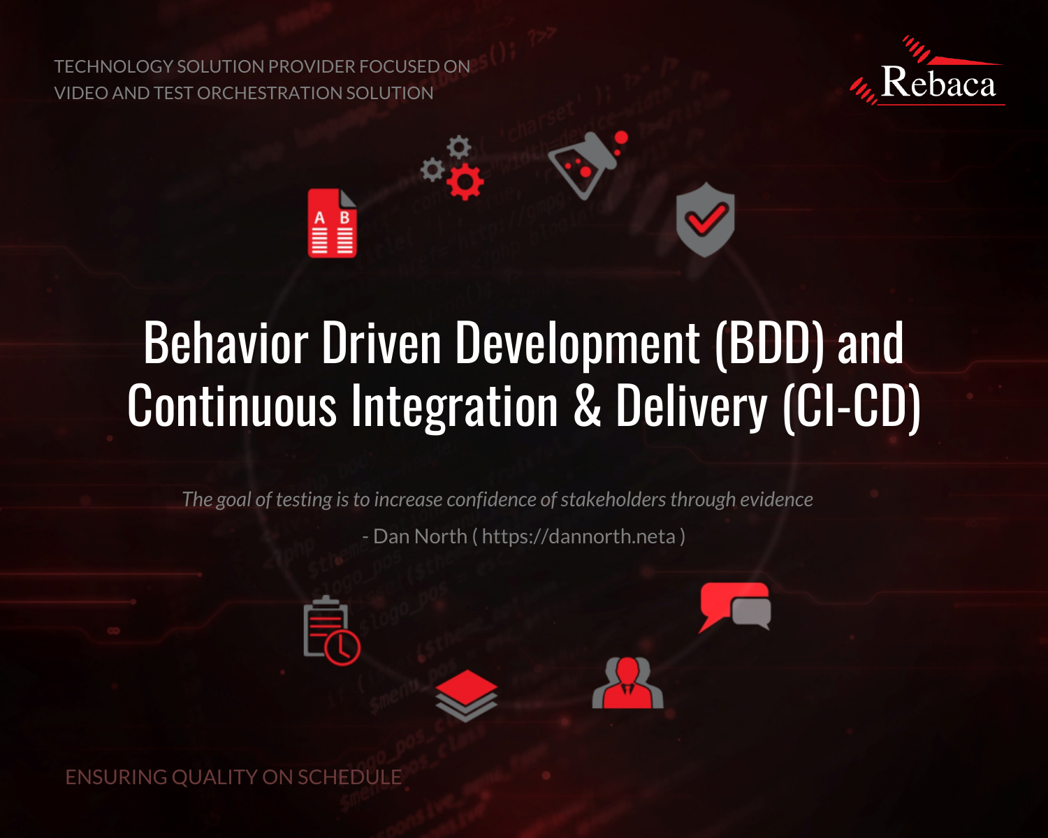TECHNOLOGY SOLUTION PROVIDER FOCUSED ON VIDEO AND TEST ORCHESTRATION SOLUTION

Rebaca

# Behavior Driven Development (BDD) and Continuous Integration & Delivery (CI-CD)

*The goal of testing is to increase confidence of stakeholders through evidence*

\- Dan North ( https://dannorth.neta )

ENSURING QUALITY ON SCHEDULE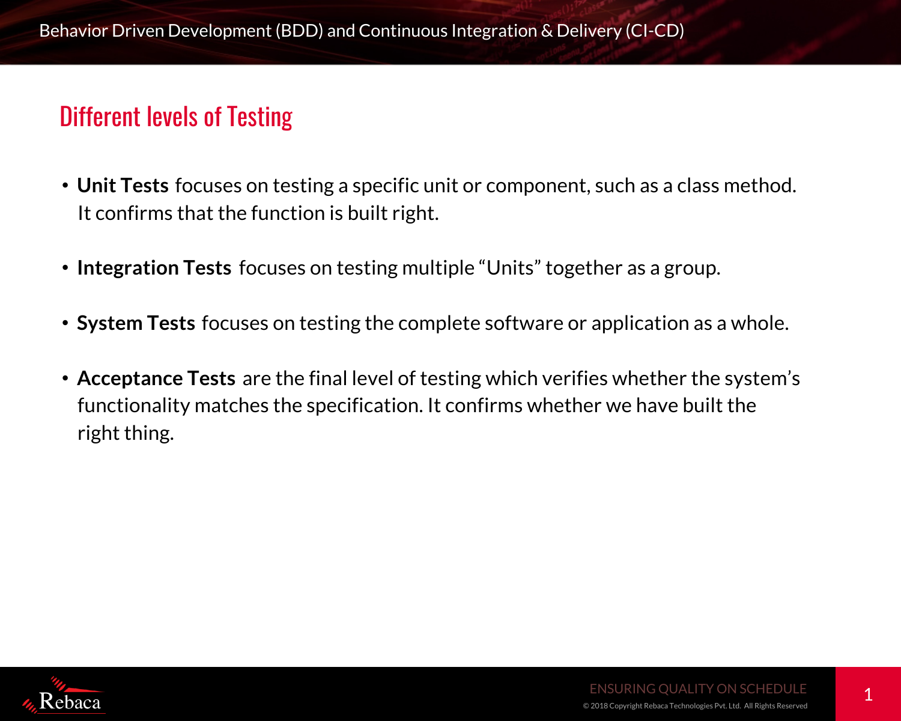## Different levels of Testing

- **Unit Tests** focuses on testing a specific unit or component, such as a class method. It confirms that the function is built right.
- **Integration Tests** focuses on testing multiple "Units" together as a group.
- **System Tests** focuses on testing the complete software or application as a whole.
- **Acceptance Tests** are the final level of testing which verifies whether the system's functionality matches the specification. It confirms whether we have built the right thing.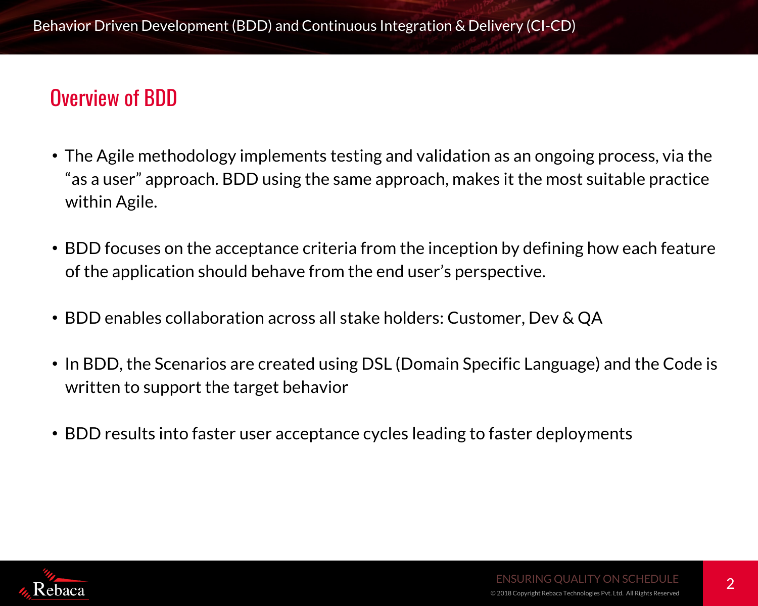## Overview of BDD

- The Agile methodology implements testing and validation as an ongoing process, via the "as a user" approach. BDD using the same approach, makes it the most suitable practice within Agile.
- BDD focuses on the acceptance criteria from the inception by defining how each feature of the application should behave from the end user's perspective.
- BDD enables collaboration across all stake holders: Customer, Dev & QA
- In BDD, the Scenarios are created using DSL (Domain Specific Language) and the Code is written to support the target behavior
- BDD results into faster user acceptance cycles leading to faster deployments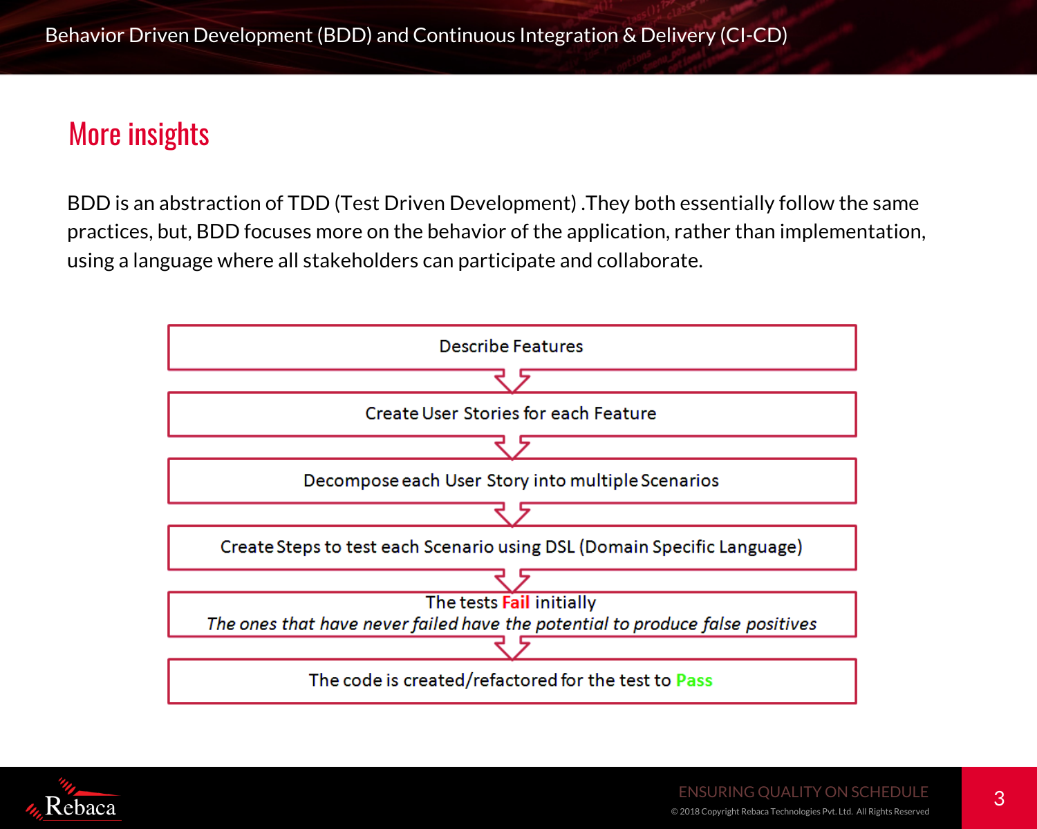## More insights

BDD is an abstraction of TDD (Test Driven Development) .They both essentially follow the same practices, but, BDD focuses more on the behavior of the application, rather than implementation, using a language where all stakeholders can participate and collaborate.

1. Describe Features
2. Create User Stories for each Feature
3. Decompose each User Story into multiple Scenarios
4. Create Steps to test each Scenario using DSL (Domain Specific Language)
5. The tests **Fail** initially
   *The ones that have never failed have the potential to produce false positives*
6. The code is created/refactored for the test to **Pass**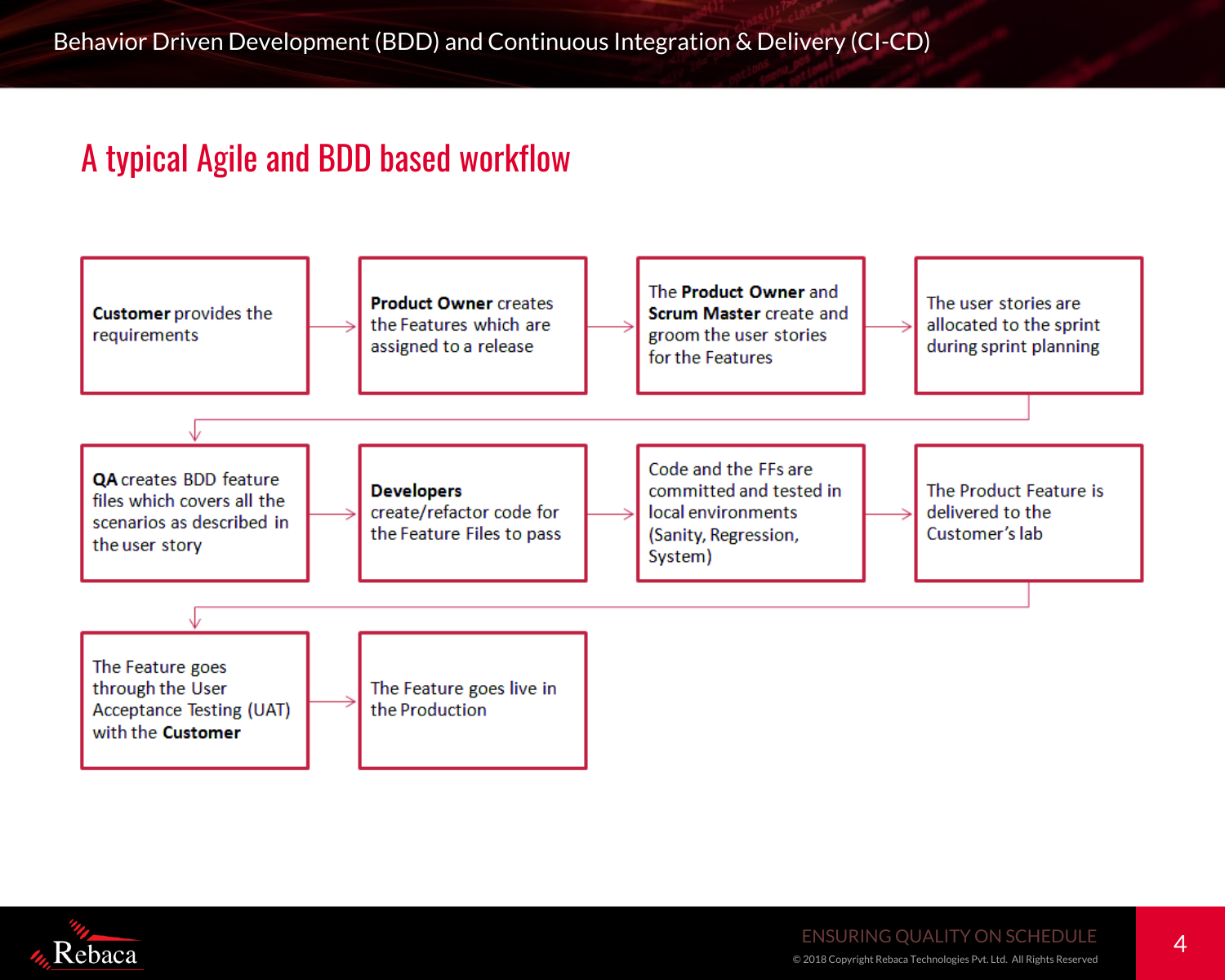## A typical Agile and BDD based workflow

1. **Customer** provides the requirements
2. **Product Owner** creates the Features which are assigned to a release
3. The **Product Owner** and **Scrum Master** create and groom the user stories for the Features
4. The user stories are allocated to the sprint during sprint planning
5. **QA** creates BDD feature files which covers all the scenarios as described in the user story
6. **Developers** create/refactor code for the Feature Files to pass
7. Code and the FFs are committed and tested in local environments (Sanity, Regression, System)
8. The Product Feature is delivered to the Customer's lab
9. The Feature goes through the User Acceptance Testing (UAT) with the **Customer**
10. The Feature goes live in the Production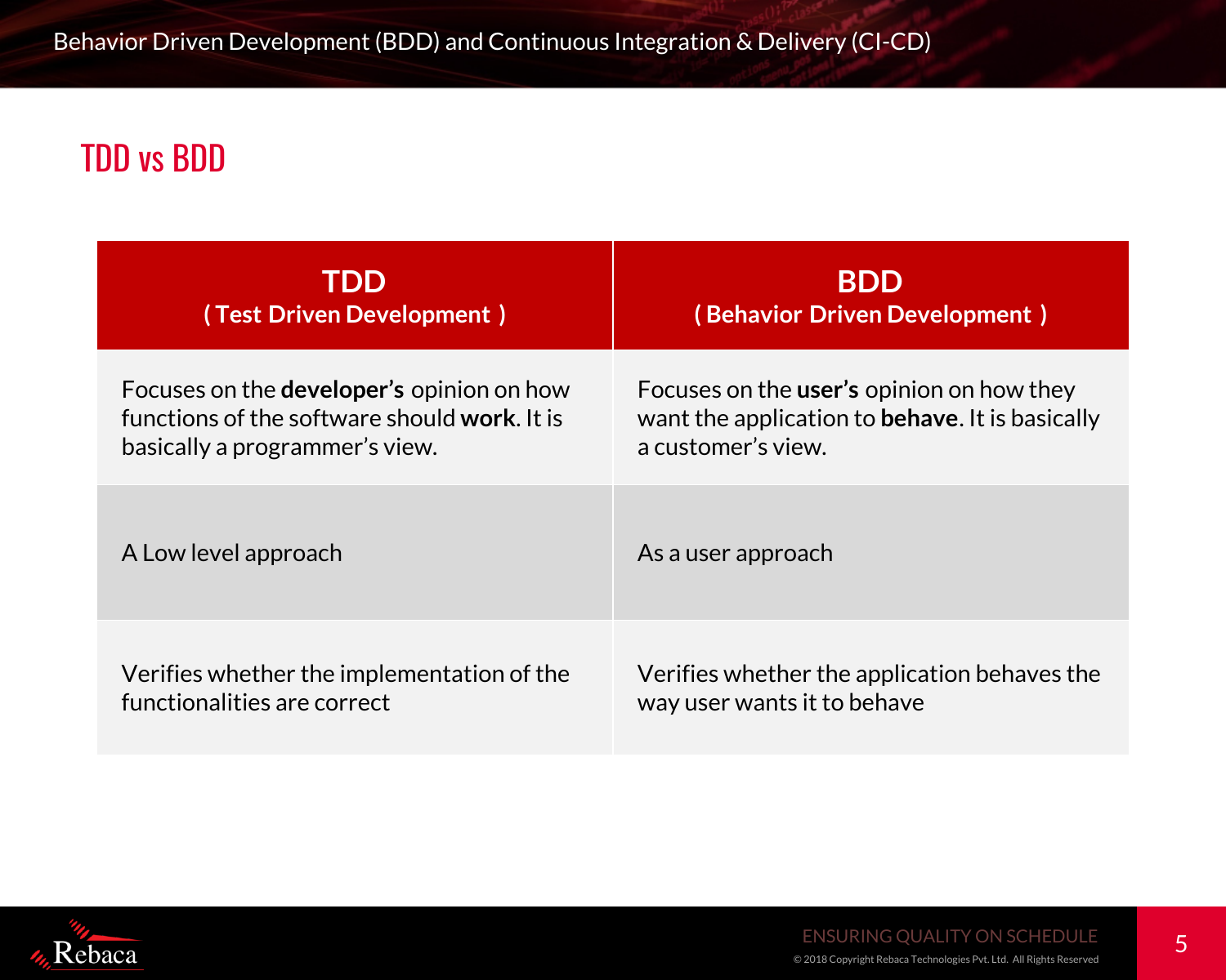## TDD vs BDD

| **TDD** **( Test Driven Development )** | **BDD** **( Behavior Driven Development )** |
|---|---|
| Focuses on the **developer's** opinion on how functions of the software should **work**. It is basically a programmer's view. | Focuses on the **user's** opinion on how they want the application to **behave**. It is basically a customer's view. |
| A Low level approach | As a user approach |
| Verifies whether the implementation of the functionalities are correct | Verifies whether the application behaves the way user wants it to behave |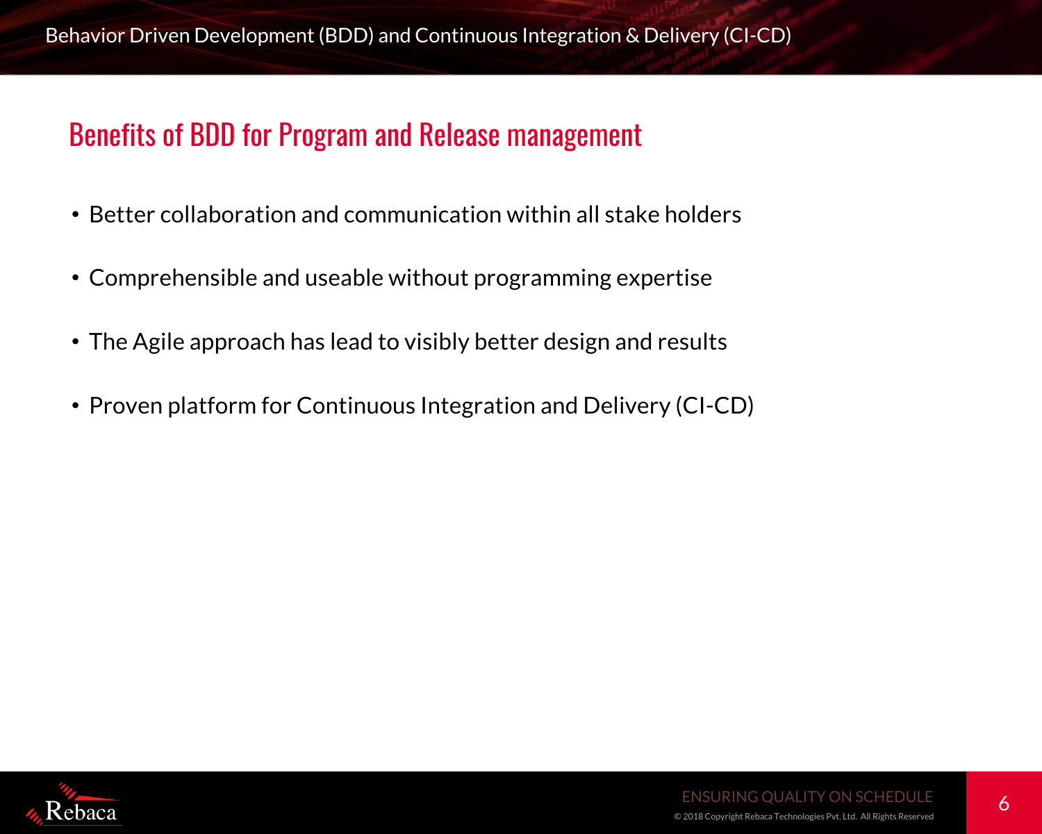## Benefits of BDD for Program and Release management

- Better collaboration and communication within all stake holders
- Comprehensible and useable without programming expertise
- The Agile approach has lead to visibly better design and results
- Proven platform for Continuous Integration and Delivery (CI-CD)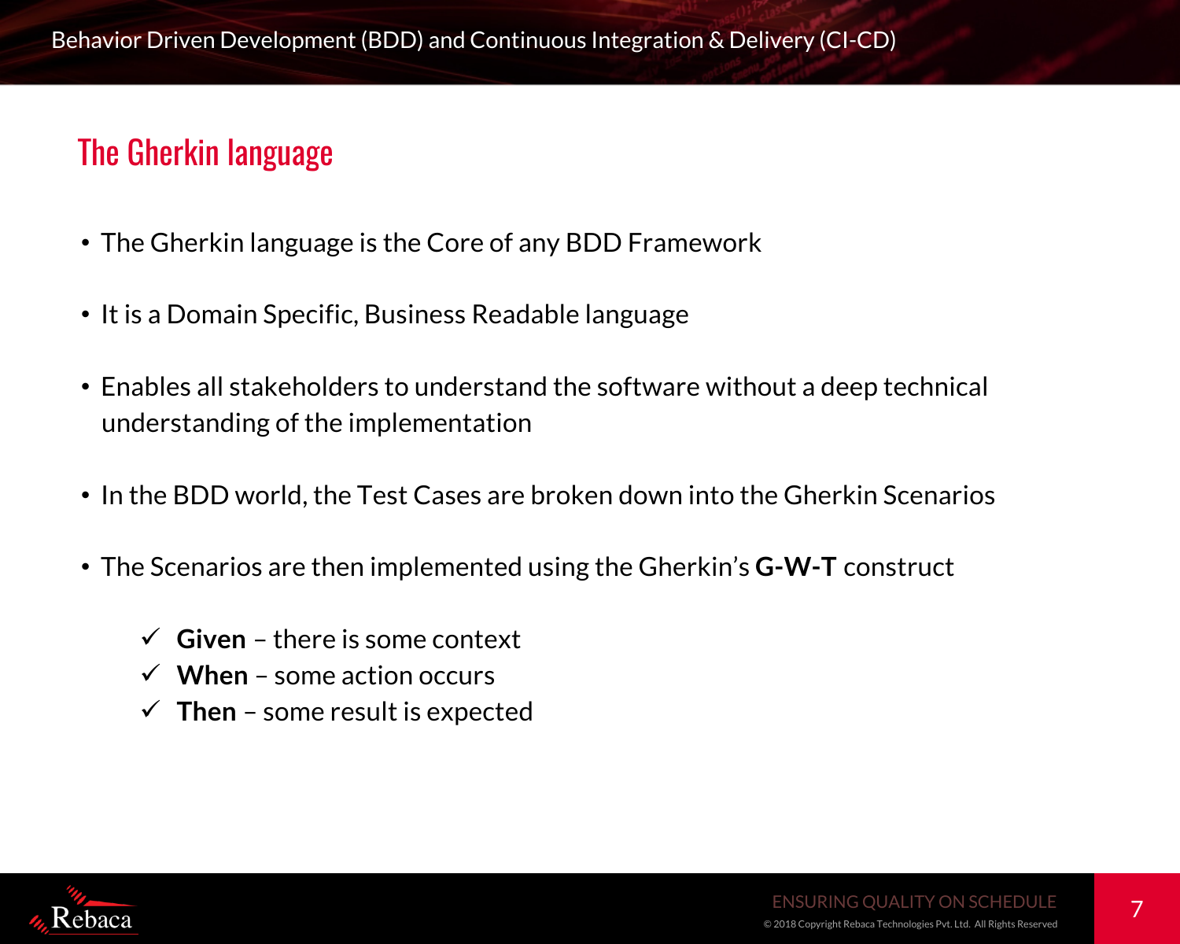## The Gherkin language

- The Gherkin language is the Core of any BDD Framework
- It is a Domain Specific, Business Readable language
- Enables all stakeholders to understand the software without a deep technical understanding of the implementation
- In the BDD world, the Test Cases are broken down into the Gherkin Scenarios
- The Scenarios are then implemented using the Gherkin's **G-W-T** construct
  - ✓ **Given** – there is some context
  - ✓ **When** – some action occurs
  - ✓ **Then** – some result is expected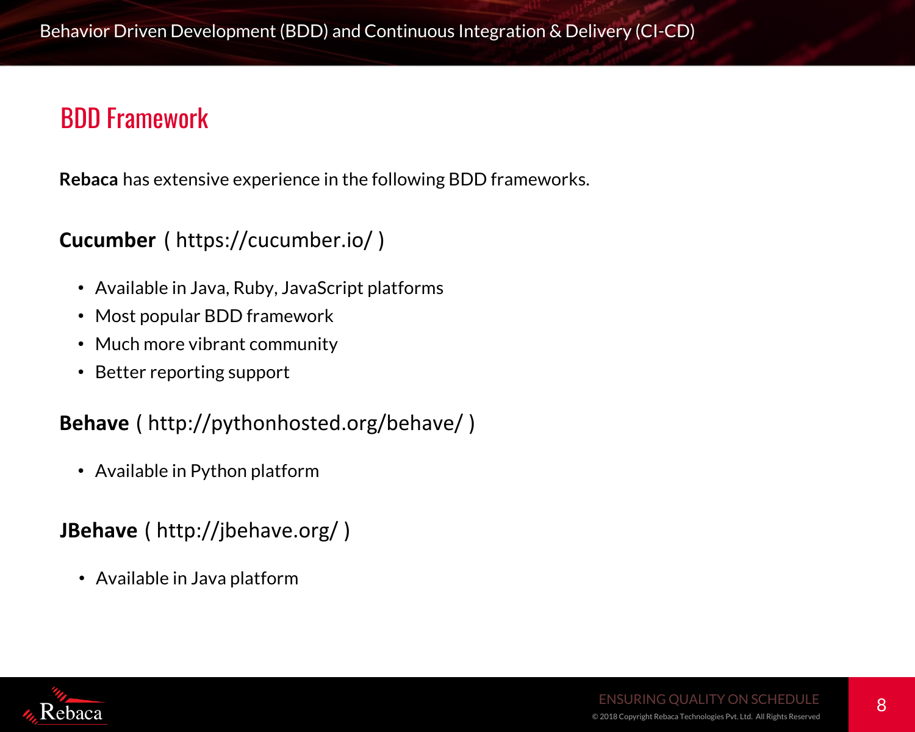## BDD Framework

**Rebaca** has extensive experience in the following BDD frameworks.

**Cucumber** ( https://cucumber.io/ )

- Available in Java, Ruby, JavaScript platforms
- Most popular BDD framework
- Much more vibrant community
- Better reporting support

**Behave** ( http://pythonhosted.org/behave/ )

- Available in Python platform

**JBehave** ( http://jbehave.org/ )

- Available in Java platform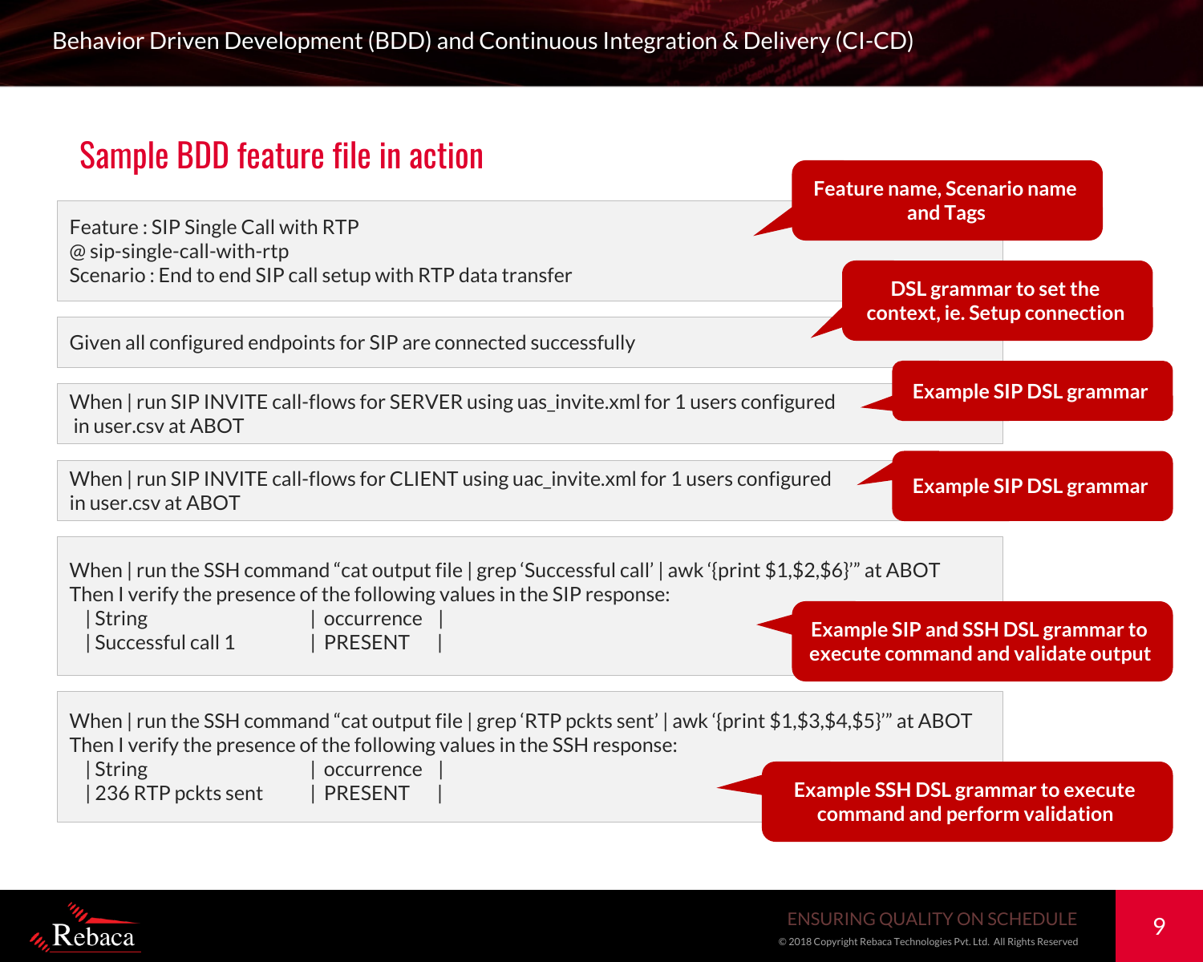## Sample BDD feature file in action

```
Feature : SIP Single Call with RTP
@ sip-single-call-with-rtp
Scenario : End to end SIP call setup with RTP data transfer
```

**Feature name, Scenario name and Tags**

```
Given all configured endpoints for SIP are connected successfully
```

**DSL grammar to set the context, ie. Setup connection**

```
When I run SIP INVITE call-flows for SERVER using uas_invite.xml for 1 users configured
 in user.csv at ABOT
```

**Example SIP DSL grammar**

```
When I run SIP INVITE call-flows for CLIENT using uac_invite.xml for 1 users configured
in user.csv at ABOT
```

**Example SIP DSL grammar**

```
When I run the SSH command "cat output file | grep 'Successful call' | awk '{print $1,$2,$6}'" at ABOT
Then I verify the presence of the following values in the SIP response:
   | String                    | occurrence  |
   | Successful call 1         | PRESENT     |
```

**Example SIP and SSH DSL grammar to execute command and validate output**

```
When I run the SSH command "cat output file | grep 'RTP pckts sent' | awk '{print $1,$3,$4,$5}'" at ABOT
Then I verify the presence of the following values in the SSH response:
   | String                    | occurrence  |
   | 236 RTP pckts sent        | PRESENT     |
```

**Example SSH DSL grammar to execute command and perform validation**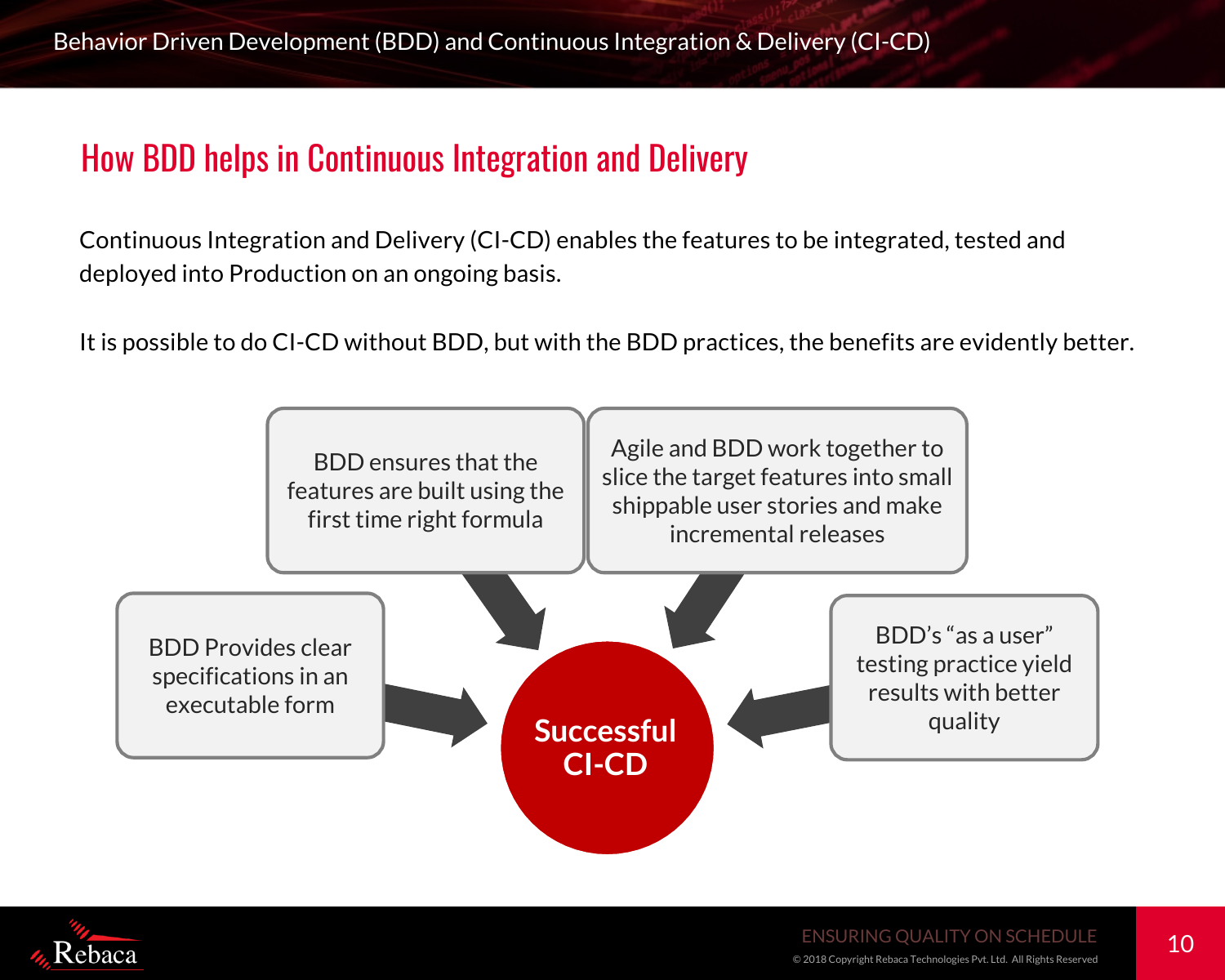## How BDD helps in Continuous Integration and Delivery

Continuous Integration and Delivery (CI-CD) enables the features to be integrated, tested and deployed into Production on an ongoing basis.

It is possible to do CI-CD without BDD, but with the BDD practices, the benefits are evidently better.

BDD ensures that the features are built using the first time right formula

Agile and BDD work together to slice the target features into small shippable user stories and make incremental releases

BDD Provides clear specifications in an executable form

BDD's "as a user" testing practice yield results with better quality

**Successful CI-CD**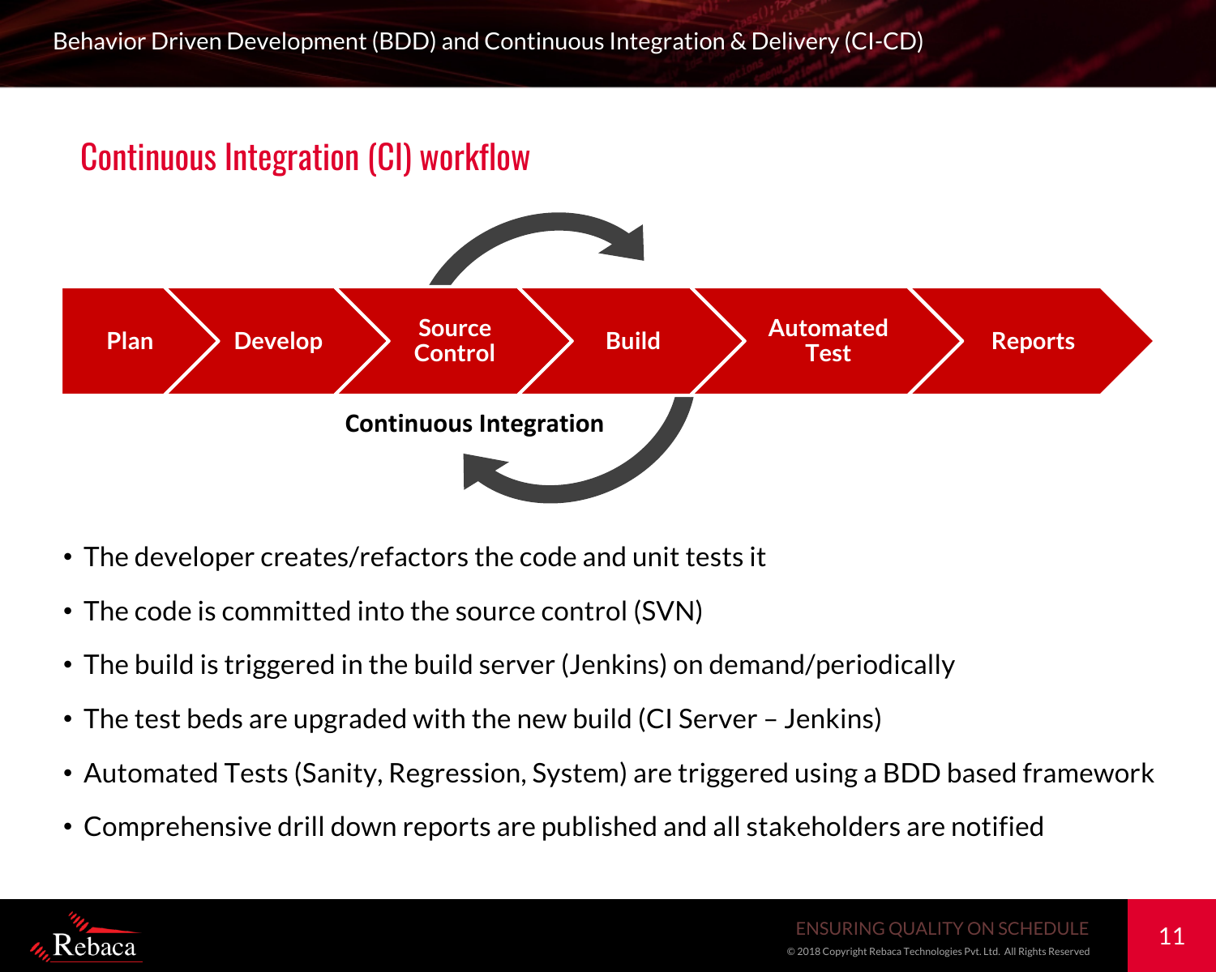## Continuous Integration (CI) workflow

Plan → Develop → Source Control → Build → Automated Test → Reports

**Continuous Integration**

- The developer creates/refactors the code and unit tests it
- The code is committed into the source control (SVN)
- The build is triggered in the build server (Jenkins) on demand/periodically
- The test beds are upgraded with the new build (CI Server – Jenkins)
- Automated Tests (Sanity, Regression, System) are triggered using a BDD based framework
- Comprehensive drill down reports are published and all stakeholders are notified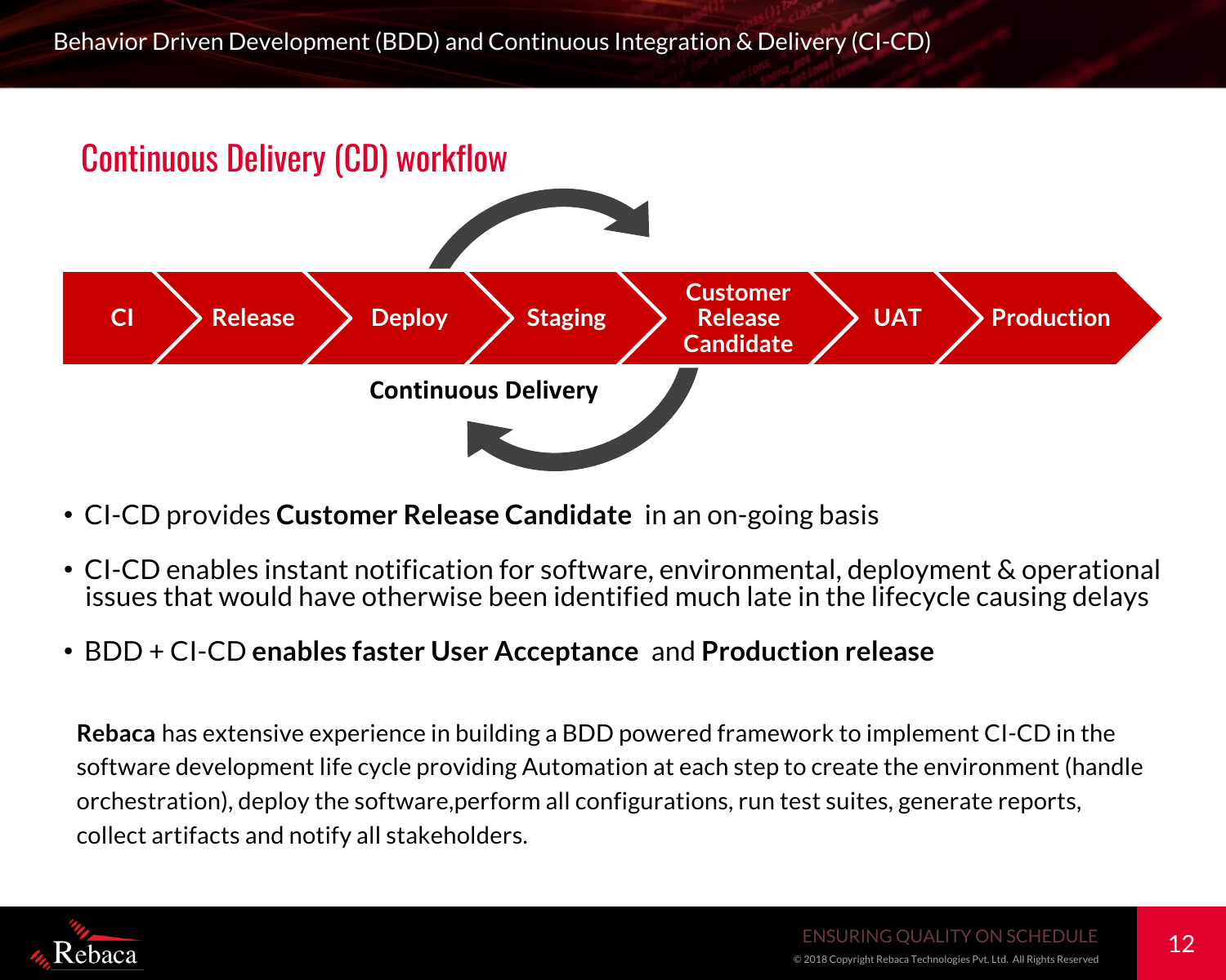## Continuous Delivery (CD) workflow

CI
Release
Deploy
Staging
Customer Release Candidate
UAT
Production

Continuous Delivery

- CI-CD provides **Customer Release Candidate** in an on-going basis
- CI-CD enables instant notification for software, environmental, deployment & operational issues that would have otherwise been identified much late in the lifecycle causing delays
- BDD + CI-CD **enables faster User Acceptance** and **Production release**

**Rebaca** has extensive experience in building a BDD powered framework to implement CI-CD in the software development life cycle providing Automation at each step to create the environment (handle orchestration), deploy the software,perform all configurations, run test suites, generate reports, collect artifacts and notify all stakeholders.